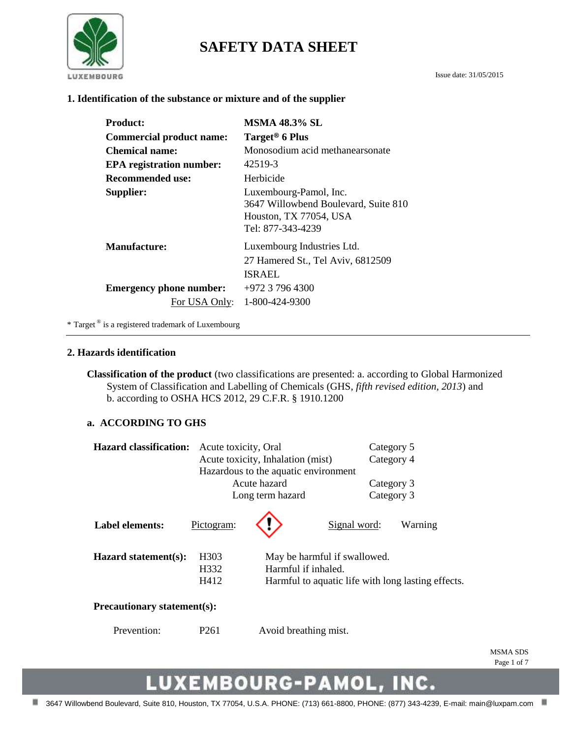# SAFETY DATA SHEET

Issue date: 31/05/2015

## 1. Identification of the substance or mixture and of the supplier

| | |
|---|---|
| **Product:** | **MSMA 48.3% SL** |
| **Commercial product name:** | **Target® 6 Plus** |
| **Chemical name:** | Monosodium acid methanearsonate |
| **EPA registration number:** | 42519-3 |
| **Recommended use:** | Herbicide |
| **Supplier:** | Luxembourg-Pamol, Inc.<br>3647 Willowbend Boulevard, Suite 810<br>Houston, TX 77054, USA<br>Tel: 877-343-4239 |
| **Manufacture:** | Luxembourg Industries Ltd.<br>27 Hamered St., Tel Aviv, 6812509<br>ISRAEL |
| **Emergency phone number:** | +972 3 796 4300 |
| For USA Only: | 1-800-424-9300 |

* Target® is a registered trademark of Luxembourg

## 2. Hazards identification

**Classification of the product** (two classifications are presented: a. according to Global Harmonized System of Classification and Labelling of Chemicals (GHS, *fifth revised edition, 2013*) and b. according to OSHA HCS 2012, 29 C.F.R. § 1910.1200

### a. ACCORDING TO GHS

**Hazard classification:**

| | |
|---|---|
| Acute toxicity, Oral | Category 5 |
| Acute toxicity, Inhalation (mist) | Category 4 |
| Hazardous to the aquatic environment | |
| Acute hazard | Category 3 |
| Long term hazard | Category 3 |

**Label elements:** Pictogram: (exclamation mark) Signal word: Warning

**Hazard statement(s):**

| | |
|---|---|
| H303 | May be harmful if swallowed. |
| H332 | Harmful if inhaled. |
| H412 | Harmful to aquatic life with long lasting effects. |

**Precautionary statement(s):**

| | | |
|---|---|---|
| Prevention: | P261 | Avoid breathing mist. |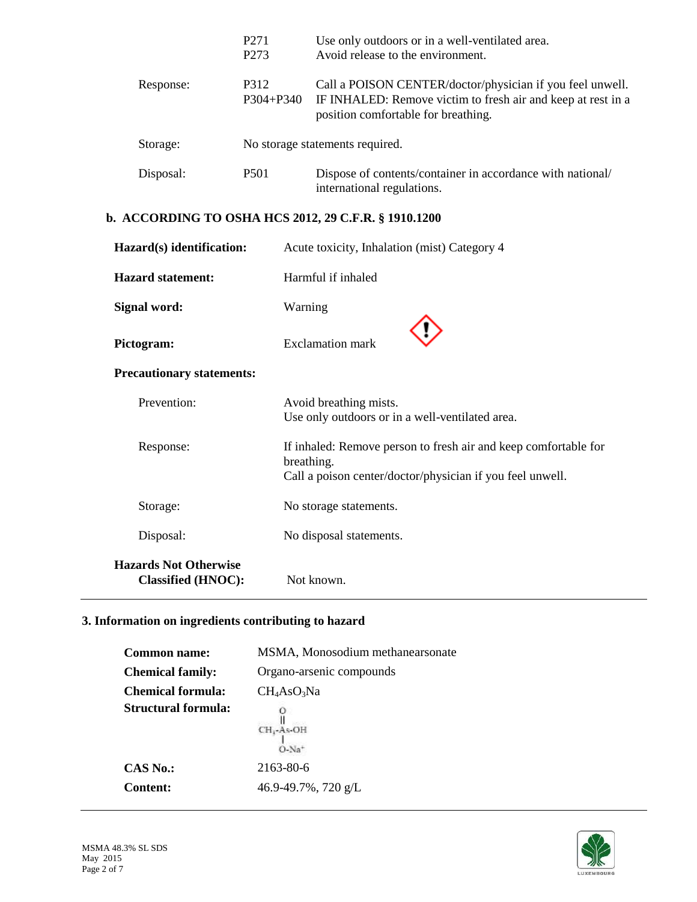| | | |
|---|---|---|
| | P271 | Use only outdoors or in a well-ventilated area. |
| | P273 | Avoid release to the environment. |
| Response: | P312 | Call a POISON CENTER/doctor/physician if you feel unwell. |
| | P304+P340 | IF INHALED: Remove victim to fresh air and keep at rest in a position comfortable for breathing. |
| Storage: | No storage statements required. | |
| Disposal: | P501 | Dispose of contents/container in accordance with national/ international regulations. |

### b. ACCORDING TO OSHA HCS 2012, 29 C.F.R. § 1910.1200

**Hazard(s) identification:** Acute toxicity, Inhalation (mist) Category 4

**Hazard statement:** Harmful if inhaled

**Signal word:** Warning

**Pictogram:** Exclamation mark

**Precautionary statements:**

| | |
|---|---|
| Prevention: | Avoid breathing mists. Use only outdoors or in a well-ventilated area. |
| Response: | If inhaled: Remove person to fresh air and keep comfortable for breathing. Call a poison center/doctor/physician if you feel unwell. |
| Storage: | No storage statements. |
| Disposal: | No disposal statements. |

**Hazards Not Otherwise Classified (HNOC):** Not known.

## 3. Information on ingredients contributing to hazard

**Common name:** MSMA, Monosodium methanearsonate

**Chemical family:** Organo-arsenic compounds

**Chemical formula:** $CH_4AsO_3Na$

**Structural formula:**

$$CH_3-As(=O)(-OH)-O^-Na^+$$

**CAS No.:** 2163-80-6

**Content:** 46.9-49.7%, 720 g/L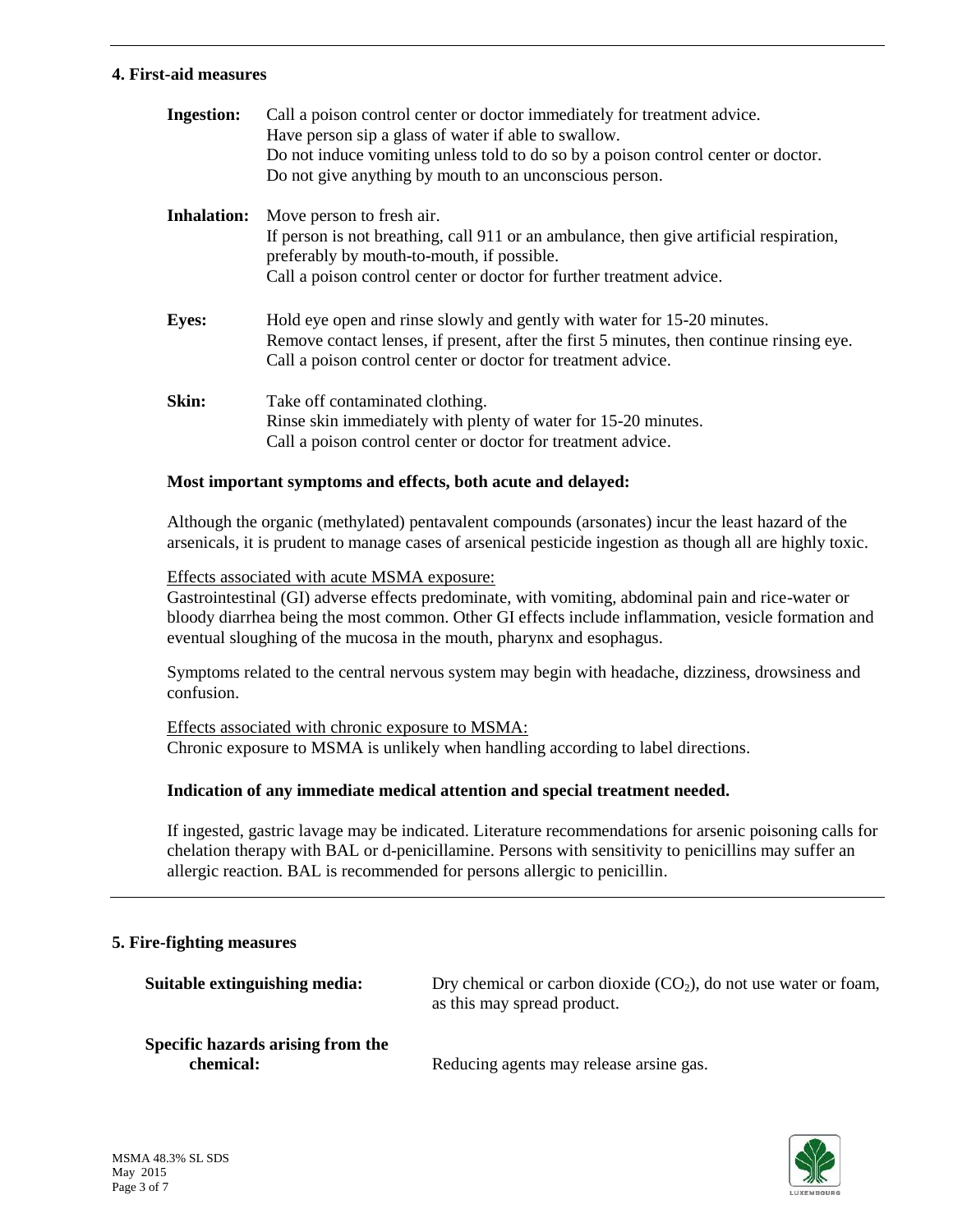## 4. First-aid measures

**Ingestion:** Call a poison control center or doctor immediately for treatment advice.
Have person sip a glass of water if able to swallow.
Do not induce vomiting unless told to do so by a poison control center or doctor.
Do not give anything by mouth to an unconscious person.

**Inhalation:** Move person to fresh air.
If person is not breathing, call 911 or an ambulance, then give artificial respiration, preferably by mouth-to-mouth, if possible.
Call a poison control center or doctor for further treatment advice.

**Eyes:** Hold eye open and rinse slowly and gently with water for 15-20 minutes.
Remove contact lenses, if present, after the first 5 minutes, then continue rinsing eye.
Call a poison control center or doctor for treatment advice.

**Skin:** Take off contaminated clothing.
Rinse skin immediately with plenty of water for 15-20 minutes.
Call a poison control center or doctor for treatment advice.

**Most important symptoms and effects, both acute and delayed:**

Although the organic (methylated) pentavalent compounds (arsonates) incur the least hazard of the arsenicals, it is prudent to manage cases of arsenical pesticide ingestion as though all are highly toxic.

Effects associated with acute MSMA exposure:
Gastrointestinal (GI) adverse effects predominate, with vomiting, abdominal pain and rice-water or bloody diarrhea being the most common. Other GI effects include inflammation, vesicle formation and eventual sloughing of the mucosa in the mouth, pharynx and esophagus.

Symptoms related to the central nervous system may begin with headache, dizziness, drowsiness and confusion.

Effects associated with chronic exposure to MSMA:
Chronic exposure to MSMA is unlikely when handling according to label directions.

**Indication of any immediate medical attention and special treatment needed.**

If ingested, gastric lavage may be indicated. Literature recommendations for arsenic poisoning calls for chelation therapy with BAL or d-penicillamine. Persons with sensitivity to penicillins may suffer an allergic reaction. BAL is recommended for persons allergic to penicillin.

## 5. Fire-fighting measures

**Suitable extinguishing media:** Dry chemical or carbon dioxide ($CO_2$), do not use water or foam, as this may spread product.

**Specific hazards arising from the chemical:** Reducing agents may release arsine gas.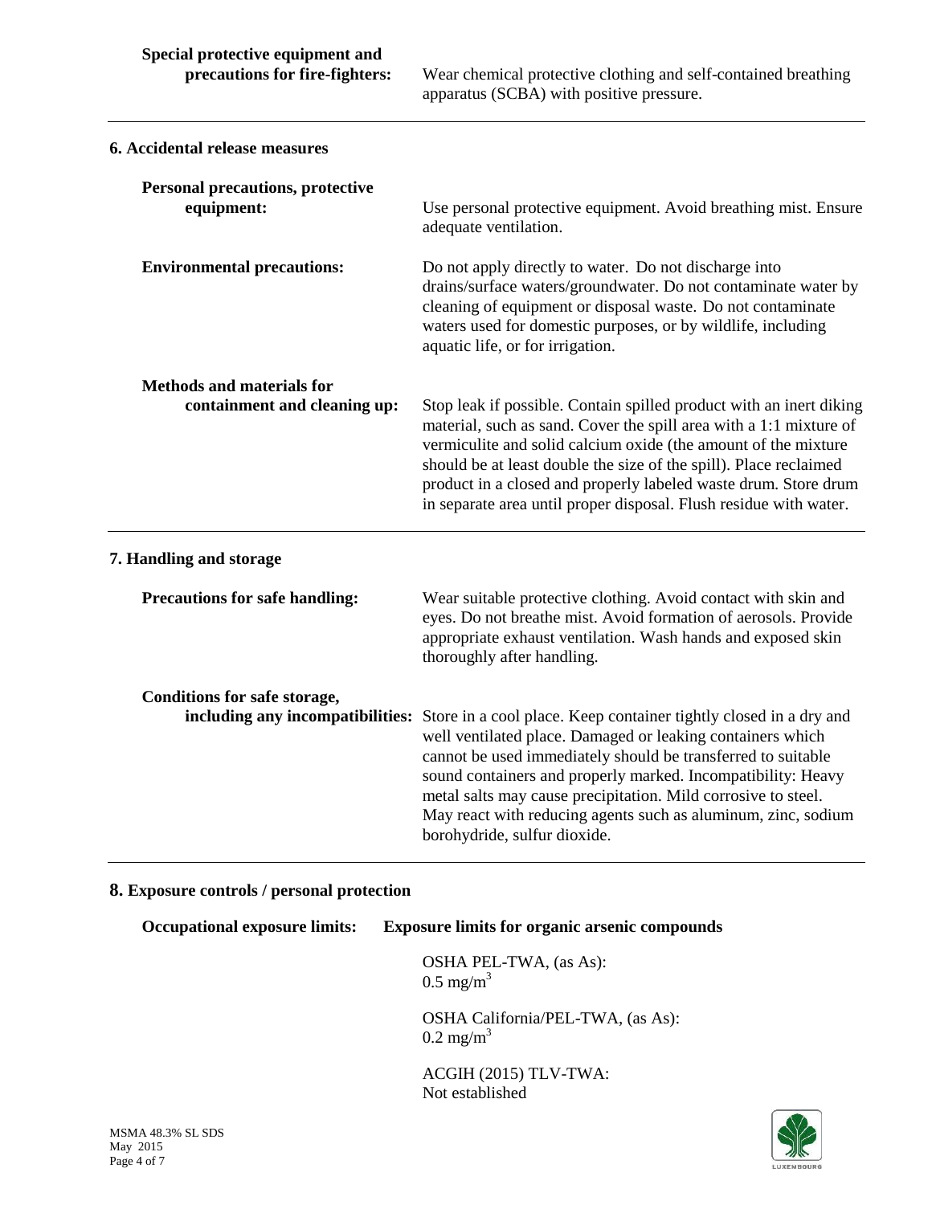**Special protective equipment and precautions for fire-fighters:** Wear chemical protective clothing and self-contained breathing apparatus (SCBA) with positive pressure.

## 6. Accidental release measures

**Personal precautions, protective equipment:** Use personal protective equipment. Avoid breathing mist. Ensure adequate ventilation.

**Environmental precautions:** Do not apply directly to water. Do not discharge into drains/surface waters/groundwater. Do not contaminate water by cleaning of equipment or disposal waste. Do not contaminate waters used for domestic purposes, or by wildlife, including aquatic life, or for irrigation.

**Methods and materials for containment and cleaning up:** Stop leak if possible. Contain spilled product with an inert diking material, such as sand. Cover the spill area with a 1:1 mixture of vermiculite and solid calcium oxide (the amount of the mixture should be at least double the size of the spill). Place reclaimed product in a closed and properly labeled waste drum. Store drum in separate area until proper disposal. Flush residue with water.

## 7. Handling and storage

**Precautions for safe handling:** Wear suitable protective clothing. Avoid contact with skin and eyes. Do not breathe mist. Avoid formation of aerosols. Provide appropriate exhaust ventilation. Wash hands and exposed skin thoroughly after handling.

**Conditions for safe storage, including any incompatibilities:** Store in a cool place. Keep container tightly closed in a dry and well ventilated place. Damaged or leaking containers which cannot be used immediately should be transferred to suitable sound containers and properly marked. Incompatibility: Heavy metal salts may cause precipitation. Mild corrosive to steel. May react with reducing agents such as aluminum, zinc, sodium borohydride, sulfur dioxide.

## 8. Exposure controls / personal protection

**Occupational exposure limits:** **Exposure limits for organic arsenic compounds**

OSHA PEL-TWA, (as As):
0.5 mg/m$^3$

OSHA California/PEL-TWA, (as As):
0.2 mg/m$^3$

ACGIH (2015) TLV-TWA:
Not established

MSMA 48.3% SL SDS
May 2015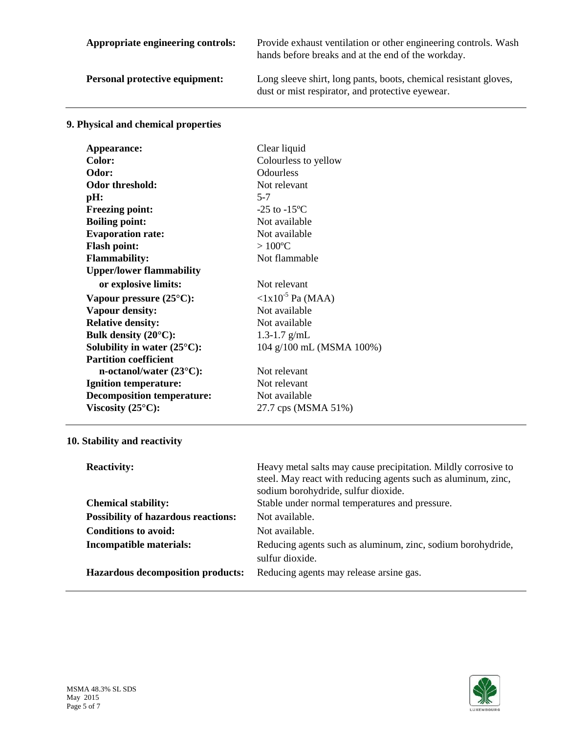**Appropriate engineering controls:** Provide exhaust ventilation or other engineering controls. Wash hands before breaks and at the end of the workday.

**Personal protective equipment:** Long sleeve shirt, long pants, boots, chemical resistant gloves, dust or mist respirator, and protective eyewear.

## 9. Physical and chemical properties

| | |
|---|---|
| **Appearance:** | Clear liquid |
| **Color:** | Colourless to yellow |
| **Odor:** | Odourless |
| **Odor threshold:** | Not relevant |
| **pH:** | 5-7 |
| **Freezing point:** | -25 to -15ºC |
| **Boiling point:** | Not available |
| **Evaporation rate:** | Not available |
| **Flash point:** | > 100ºC |
| **Flammability:** | Not flammable |
| **Upper/lower flammability or explosive limits:** | Not relevant |
| **Vapour pressure (25°C):** | $<1x10^{-5}$ Pa (MAA) |
| **Vapour density:** | Not available |
| **Relative density:** | Not available |
| **Bulk density (20°C):** | 1.3-1.7 g/mL |
| **Solubility in water (25°C):** | 104 g/100 mL (MSMA 100%) |
| **Partition coefficient n-octanol/water (23°C):** | Not relevant |
| **Ignition temperature:** | Not relevant |
| **Decomposition temperature:** | Not available |
| **Viscosity (25°C):** | 27.7 cps (MSMA 51%) |

## 10. Stability and reactivity

| | |
|---|---|
| **Reactivity:** | Heavy metal salts may cause precipitation. Mildly corrosive to steel. May react with reducing agents such as aluminum, zinc, sodium borohydride, sulfur dioxide. |
| **Chemical stability:** | Stable under normal temperatures and pressure. |
| **Possibility of hazardous reactions:** | Not available. |
| **Conditions to avoid:** | Not available. |
| **Incompatible materials:** | Reducing agents such as aluminum, zinc, sodium borohydride, sulfur dioxide. |
| **Hazardous decomposition products:** | Reducing agents may release arsine gas. |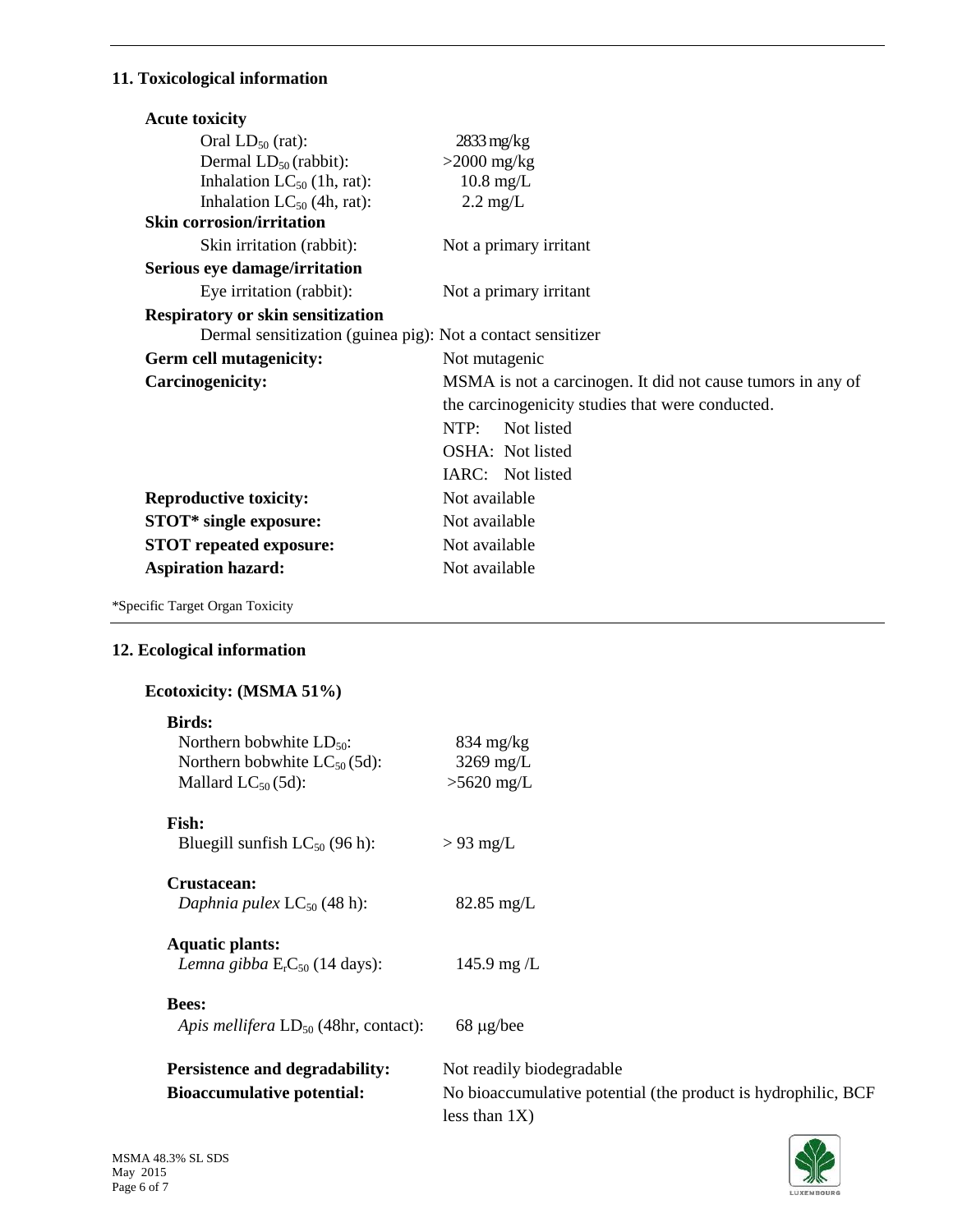## 11. Toxicological information

**Acute toxicity**

| | |
|---|---|
| Oral $LD_{50}$ (rat): | 2833 mg/kg |
| Dermal $LD_{50}$ (rabbit): | >2000 mg/kg |
| Inhalation $LC_{50}$ (1h, rat): | 10.8 mg/L |
| Inhalation $LC_{50}$ (4h, rat): | 2.2 mg/L |

**Skin corrosion/irritation**

| | |
|---|---|
| Skin irritation (rabbit): | Not a primary irritant |

**Serious eye damage/irritation**

| | |
|---|---|
| Eye irritation (rabbit): | Not a primary irritant |

**Respiratory or skin sensitization**

Dermal sensitization (guinea pig): Not a contact sensitizer

| | |
|---|---|
| **Germ cell mutagenicity:** | Not mutagenic |
| **Carcinogenicity:** | MSMA is not a carcinogen. It did not cause tumors in any of the carcinogenicity studies that were conducted.<br>NTP: Not listed<br>OSHA: Not listed<br>IARC: Not listed |
| **Reproductive toxicity:** | Not available |
| **STOT* single exposure:** | Not available |
| **STOT repeated exposure:** | Not available |
| **Aspiration hazard:** | Not available |

*Specific Target Organ Toxicity

## 12. Ecological information

**Ecotoxicity: (MSMA 51%)**

**Birds:**

| | |
|---|---|
| Northern bobwhite $LD_{50}$: | 834 mg/kg |
| Northern bobwhite $LC_{50}$ (5d): | 3269 mg/L |
| Mallard $LC_{50}$ (5d): | >5620 mg/L |

**Fish:**

| | |
|---|---|
| Bluegill sunfish $LC_{50}$ (96 h): | > 93 mg/L |

**Crustacean:**

| | |
|---|---|
| *Daphnia pulex* $LC_{50}$ (48 h): | 82.85 mg/L |

**Aquatic plants:**

| | |
|---|---|
| *Lemna gibba* $E_rC_{50}$ (14 days): | 145.9 mg /L |

**Bees:**

| | |
|---|---|
| *Apis mellifera* $LD_{50}$ (48hr, contact): | 68 μg/bee |

| | |
|---|---|
| **Persistence and degradability:** | Not readily biodegradable |
| **Bioaccumulative potential:** | No bioaccumulative potential (the product is hydrophilic, BCF less than 1X) |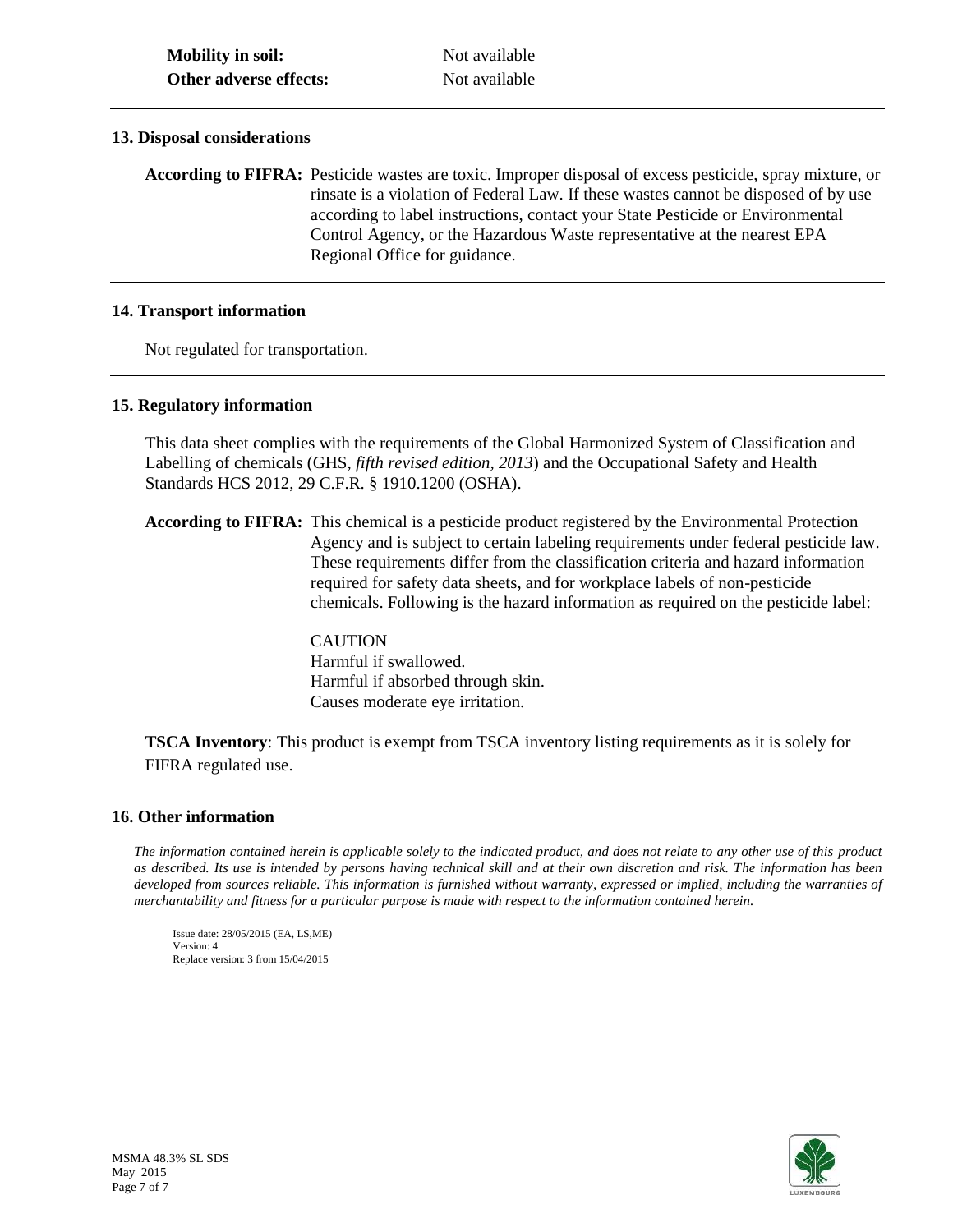**Mobility in soil:** Not available
**Other adverse effects:** Not available

## 13. Disposal considerations

**According to FIFRA:** Pesticide wastes are toxic. Improper disposal of excess pesticide, spray mixture, or rinsate is a violation of Federal Law. If these wastes cannot be disposed of by use according to label instructions, contact your State Pesticide or Environmental Control Agency, or the Hazardous Waste representative at the nearest EPA Regional Office for guidance.

## 14. Transport information

Not regulated for transportation.

## 15. Regulatory information

This data sheet complies with the requirements of the Global Harmonized System of Classification and Labelling of chemicals (GHS, *fifth revised edition, 2013*) and the Occupational Safety and Health Standards HCS 2012, 29 C.F.R. § 1910.1200 (OSHA).

**According to FIFRA:** This chemical is a pesticide product registered by the Environmental Protection Agency and is subject to certain labeling requirements under federal pesticide law. These requirements differ from the classification criteria and hazard information required for safety data sheets, and for workplace labels of non-pesticide chemicals. Following is the hazard information as required on the pesticide label:

CAUTION
Harmful if swallowed.
Harmful if absorbed through skin.
Causes moderate eye irritation.

**TSCA Inventory**: This product is exempt from TSCA inventory listing requirements as it is solely for FIFRA regulated use.

## 16. Other information

*The information contained herein is applicable solely to the indicated product, and does not relate to any other use of this product as described. Its use is intended by persons having technical skill and at their own discretion and risk. The information has been developed from sources reliable. This information is furnished without warranty, expressed or implied, including the warranties of merchantability and fitness for a particular purpose is made with respect to the information contained herein.*

Issue date: 28/05/2015 (EA, LS,ME)
Version: 4
Replace version: 3 from 15/04/2015